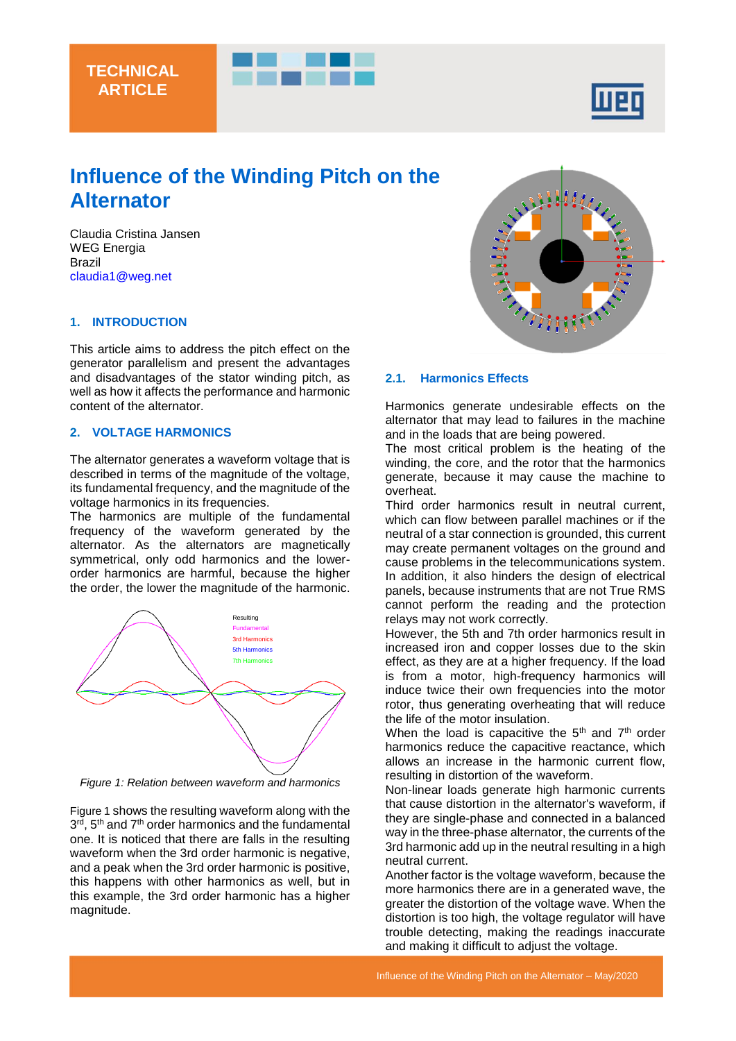TECHNICAL ARTICLE

# Influence of the Winding Pitch on the Alternator

Claudia Cristina Jansen
WEG Energia
Brazil
claudia1@weg.net

## 1. INTRODUCTION

This article aims to address the pitch effect on the generator parallelism and present the advantages and disadvantages of the stator winding pitch, as well as how it affects the performance and harmonic content of the alternator.

## 2. VOLTAGE HARMONICS

The alternator generates a waveform voltage that is described in terms of the magnitude of the voltage, its fundamental frequency, and the magnitude of the voltage harmonics in its frequencies.
The harmonics are multiple of the fundamental frequency of the waveform generated by the alternator. As the alternators are magnetically symmetrical, only odd harmonics and the lower-order harmonics are harmful, because the higher the order, the lower the magnitude of the harmonic.

Resulting
Fundamental
3rd Harmonics
5th Harmonics
7th Harmonics

*Figure 1: Relation between waveform and harmonics*

Figure 1 shows the resulting waveform along with the 3rd, 5th and 7th order harmonics and the fundamental one. It is noticed that there are falls in the resulting waveform when the 3rd order harmonic is negative, and a peak when the 3rd order harmonic is positive, this happens with other harmonics as well, but in this example, the 3rd order harmonic has a higher magnitude.

### 2.1. Harmonics Effects

Harmonics generate undesirable effects on the alternator that may lead to failures in the machine and in the loads that are being powered.
The most critical problem is the heating of the winding, the core, and the rotor that the harmonics generate, because it may cause the machine to overheat.
Third order harmonics result in neutral current, which can flow between parallel machines or if the neutral of a star connection is grounded, this current may create permanent voltages on the ground and cause problems in the telecommunications system. In addition, it also hinders the design of electrical panels, because instruments that are not True RMS cannot perform the reading and the protection relays may not work correctly.
However, the 5th and 7th order harmonics result in increased iron and copper losses due to the skin effect, as they are at a higher frequency. If the load is from a motor, high-frequency harmonics will induce twice their own frequencies into the motor rotor, thus generating overheating that will reduce the life of the motor insulation.
When the load is capacitive the 5th and 7th order harmonics reduce the capacitive reactance, which allows an increase in the harmonic current flow, resulting in distortion of the waveform.
Non-linear loads generate high harmonic currents that cause distortion in the alternator's waveform, if they are single-phase and connected in a balanced way in the three-phase alternator, the currents of the 3rd harmonic add up in the neutral resulting in a high neutral current.
Another factor is the voltage waveform, because the more harmonics there are in a generated wave, the greater the distortion of the voltage wave. When the distortion is too high, the voltage regulator will have trouble detecting, making the readings inaccurate and making it difficult to adjust the voltage.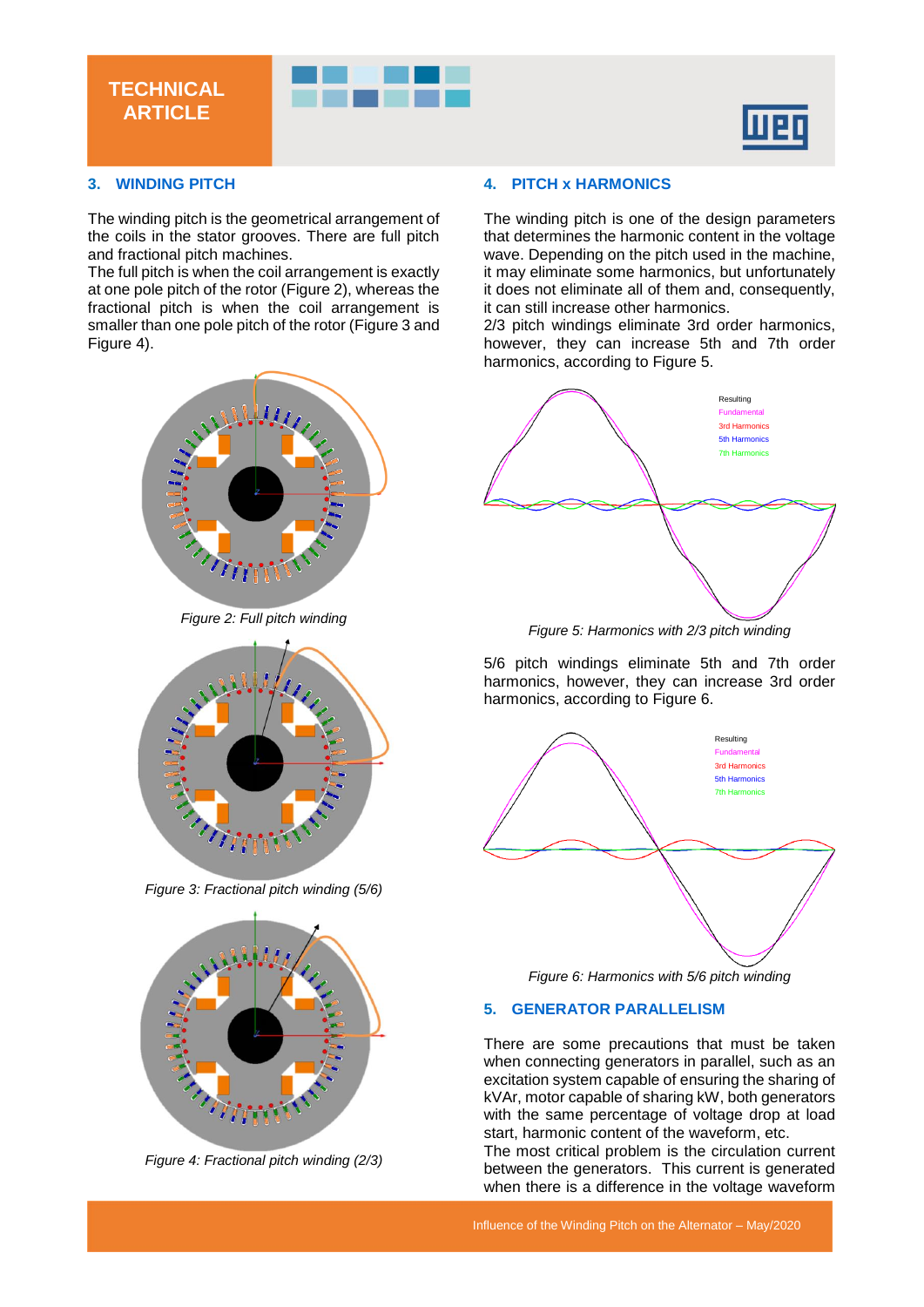## 3. WINDING PITCH

The winding pitch is the geometrical arrangement of the coils in the stator grooves. There are full pitch and fractional pitch machines.

The full pitch is when the coil arrangement is exactly at one pole pitch of the rotor (Figure 2), whereas the fractional pitch is when the coil arrangement is smaller than one pole pitch of the rotor (Figure 3 and Figure 4).

*Figure 2: Full pitch winding*

*Figure 3: Fractional pitch winding (5/6)*

*Figure 4: Fractional pitch winding (2/3)*

## 4. PITCH x HARMONICS

The winding pitch is one of the design parameters that determines the harmonic content in the voltage wave. Depending on the pitch used in the machine, it may eliminate some harmonics, but unfortunately it does not eliminate all of them and, consequently, it can still increase other harmonics.

2/3 pitch windings eliminate 3rd order harmonics, however, they can increase 5th and 7th order harmonics, according to Figure 5.

*Figure 5: Harmonics with 2/3 pitch winding*

5/6 pitch windings eliminate 5th and 7th order harmonics, however, they can increase 3rd order harmonics, according to Figure 6.

*Figure 6: Harmonics with 5/6 pitch winding*

## 5. GENERATOR PARALLELISM

There are some precautions that must be taken when connecting generators in parallel, such as an excitation system capable of ensuring the sharing of kVAr, motor capable of sharing kW, both generators with the same percentage of voltage drop at load start, harmonic content of the waveform, etc.

The most critical problem is the circulation current between the generators. This current is generated when there is a difference in the voltage waveform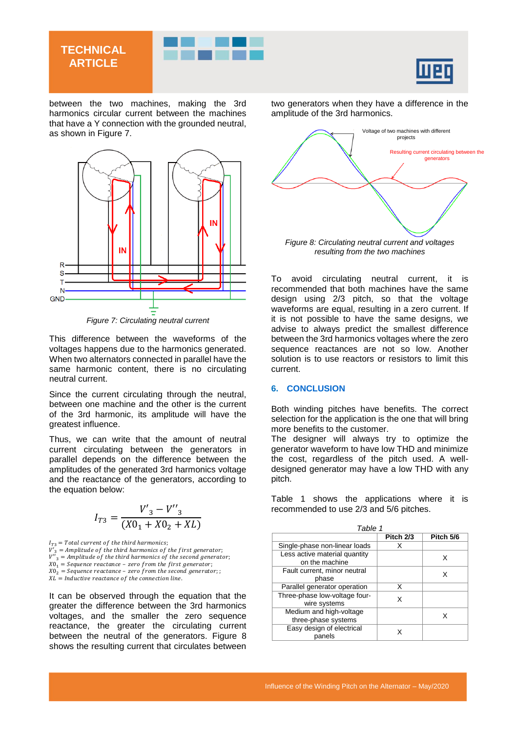between the two machines, making the 3rd harmonics circular current between the machines that have a Y connection with the grounded neutral, as shown in Figure 7.

R
S
T
N
GND
IN
IN

*Figure 7: Circulating neutral current*

This difference between the waveforms of the voltages happens due to the harmonics generated. When two alternators connected in parallel have the same harmonic content, there is no circulating neutral current.

Since the current circulating through the neutral, between one machine and the other is the current of the 3rd harmonic, its amplitude will have the greatest influence.

Thus, we can write that the amount of neutral current circulating between the generators in parallel depends on the difference between the amplitudes of the generated 3rd harmonics voltage and the reactance of the generators, according to the equation below:

$$I_{T3} = \frac{V'_3 - V''_3}{(X0_1 + X0_2 + XL)}$$

$I_{T3}$ = *Total current of the third harmonics;*
$V'_3$ = *Amplitude of the third harmonics of the first generator;*
$V''_3$ = *Amplitude of the third harmonics of the second generator;*
$X0_1$ = *Sequence reactance – zero from the first generator;*
$X0_2$ = *Sequence reactance – zero from the second generator; ;*
$XL$ = *Inductive reactance of the connection line.*

It can be observed through the equation that the greater the difference between the 3rd harmonics voltages, and the smaller the zero sequence reactance, the greater the circulating current between the neutral of the generators. Figure 8 shows the resulting current that circulates between two generators when they have a difference in the amplitude of the 3rd harmonics.

Voltage of two machines with different projects
Resulting current circulating between the generators

*Figure 8: Circulating neutral current and voltages resulting from the two machines*

To avoid circulating neutral current, it is recommended that both machines have the same design using 2/3 pitch, so that the voltage waveforms are equal, resulting in a zero current. If it is not possible to have the same designs, we advise to always predict the smallest difference between the 3rd harmonics voltages where the zero sequence reactances are not so low. Another solution is to use reactors or resistors to limit this current.

## 6. CONCLUSION

Both winding pitches have benefits. The correct selection for the application is the one that will bring more benefits to the customer.
The designer will always try to optimize the generator waveform to have low THD and minimize the cost, regardless of the pitch used. A well-designed generator may have a low THD with any pitch.

Table 1 shows the applications where it is recommended to use 2/3 and 5/6 pitches.

*Table 1*

| | Pitch 2/3 | Pitch 5/6 |
|---|---|---|
| Single-phase non-linear loads | X | |
| Less active material quantity on the machine | | X |
| Fault current, minor neutral phase | | X |
| Parallel generator operation | X | |
| Three-phase low-voltage four-wire systems | X | |
| Medium and high-voltage three-phase systems | | X |
| Easy design of electrical panels | X | |